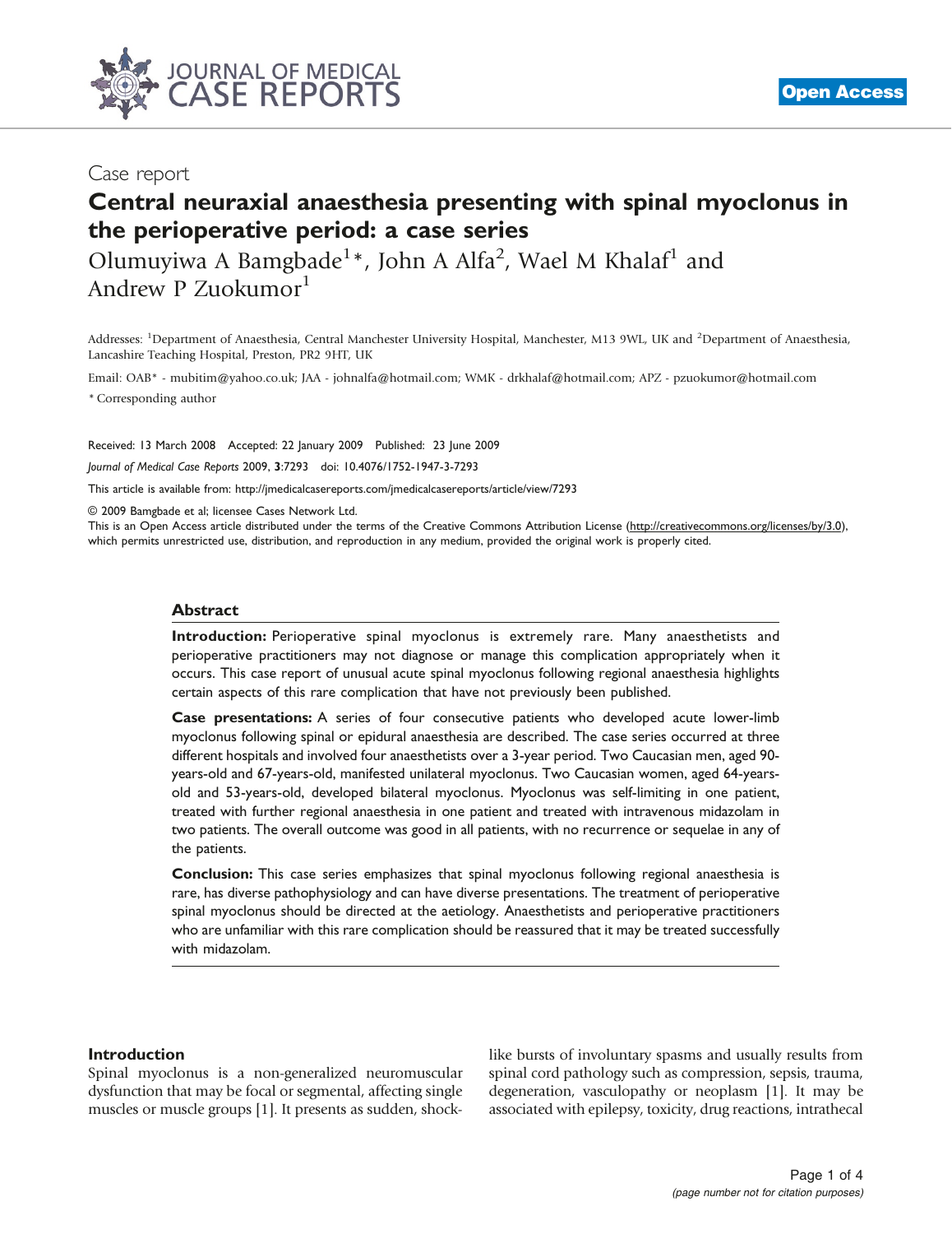Case report

# Central neuraxial anaesthesia presenting with spinal myoclonus in the perioperative period: a case series

Olumuyiwa A Bamgbade[1]*, John A Alfa[2], Wael M Khalaf[1] and Andrew P Zuokumor[1]

Addresses: [1]Department of Anaesthesia, Central Manchester University Hospital, Manchester, M13 9WL, UK and [2]Department of Anaesthesia, Lancashire Teaching Hospital, Preston, PR2 9HT, UK

Email: OAB* - mubitim@yahoo.co.uk; JAA - johnalfa@hotmail.com; WMK - drkhalaf@hotmail.com; APZ - pzuokumor@hotmail.com

* Corresponding author

Received: 13 March 2008 Accepted: 22 January 2009 Published: 23 June 2009

*Journal of Medical Case Reports* 2009, **3**:7293 doi: 10.4076/1752-1947-3-7293

This article is available from: http://jmedicalcasereports.com/jmedicalcasereports/article/view/7293

© 2009 Bamgbade et al; licensee Cases Network Ltd.

This is an Open Access article distributed under the terms of the Creative Commons Attribution License (http://creativecommons.org/licenses/by/3.0), which permits unrestricted use, distribution, and reproduction in any medium, provided the original work is properly cited.

## Abstract

**Introduction:** Perioperative spinal myoclonus is extremely rare. Many anaesthetists and perioperative practitioners may not diagnose or manage this complication appropriately when it occurs. This case report of unusual acute spinal myoclonus following regional anaesthesia highlights certain aspects of this rare complication that have not previously been published.

**Case presentations:** A series of four consecutive patients who developed acute lower-limb myoclonus following spinal or epidural anaesthesia are described. The case series occurred at three different hospitals and involved four anaesthetists over a 3-year period. Two Caucasian men, aged 90-years-old and 67-years-old, manifested unilateral myoclonus. Two Caucasian women, aged 64-years-old and 53-years-old, developed bilateral myoclonus. Myoclonus was self-limiting in one patient, treated with further regional anaesthesia in one patient and treated with intravenous midazolam in two patients. The overall outcome was good in all patients, with no recurrence or sequelae in any of the patients.

**Conclusion:** This case series emphasizes that spinal myoclonus following regional anaesthesia is rare, has diverse pathophysiology and can have diverse presentations. The treatment of perioperative spinal myoclonus should be directed at the aetiology. Anaesthetists and perioperative practitioners who are unfamiliar with this rare complication should be reassured that it may be treated successfully with midazolam.

## Introduction

Spinal myoclonus is a non-generalized neuromuscular dysfunction that may be focal or segmental, affecting single muscles or muscle groups [1]. It presents as sudden, shock-like bursts of involuntary spasms and usually results from spinal cord pathology such as compression, sepsis, trauma, degeneration, vasculopathy or neoplasm [1]. It may be associated with epilepsy, toxicity, drug reactions, intrathecal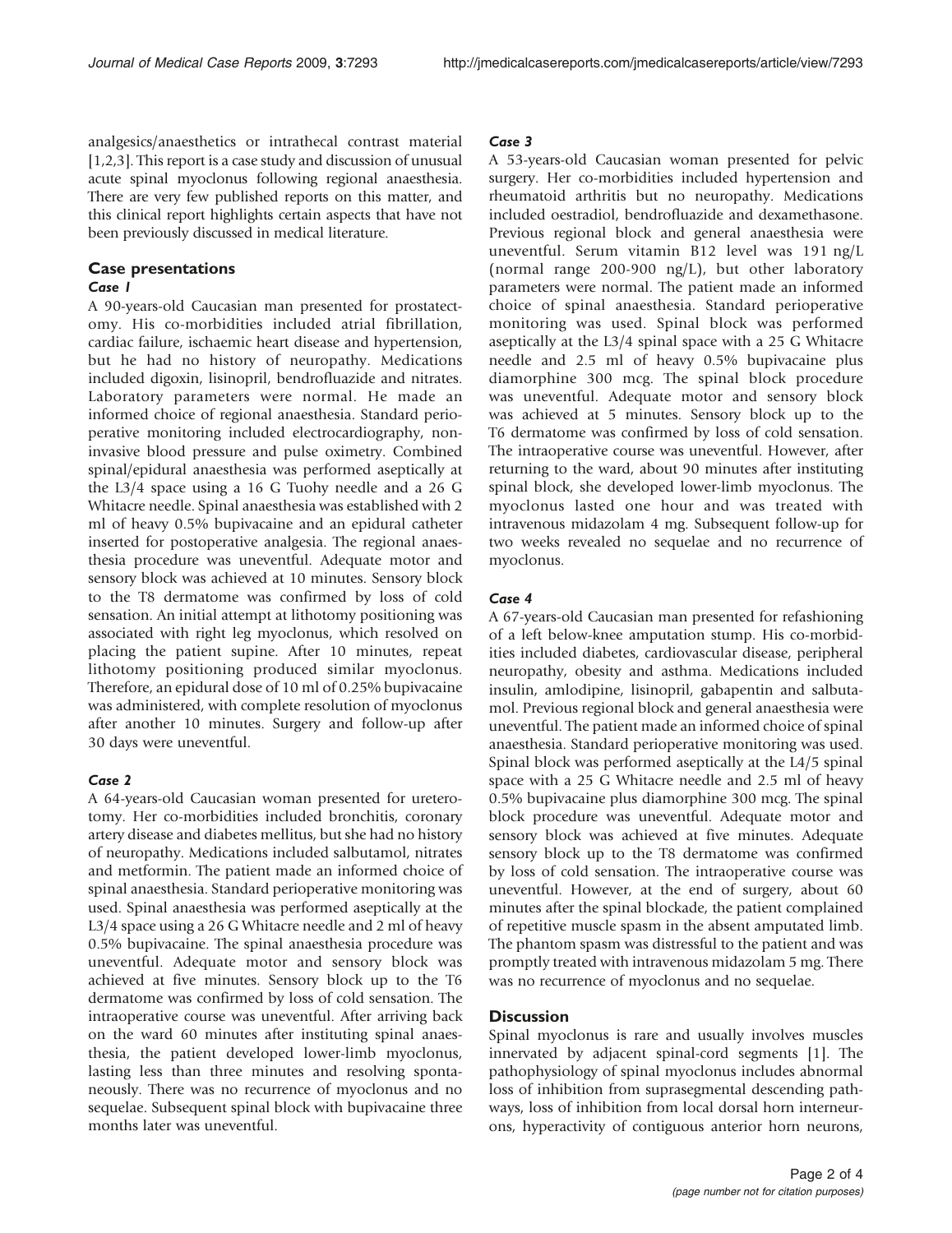analgesics/anaesthetics or intrathecal contrast material [1,2,3]. This report is a case study and discussion of unusual acute spinal myoclonus following regional anaesthesia. There are very few published reports on this matter, and this clinical report highlights certain aspects that have not been previously discussed in medical literature.

## Case presentations

### Case 1

A 90-years-old Caucasian man presented for prostatectomy. His co-morbidities included atrial fibrillation, cardiac failure, ischaemic heart disease and hypertension, but he had no history of neuropathy. Medications included digoxin, lisinopril, bendrofluazide and nitrates. Laboratory parameters were normal. He made an informed choice of regional anaesthesia. Standard perioperative monitoring included electrocardiography, non-invasive blood pressure and pulse oximetry. Combined spinal/epidural anaesthesia was performed aseptically at the L3/4 space using a 16 G Tuohy needle and a 26 G Whitacre needle. Spinal anaesthesia was established with 2 ml of heavy 0.5% bupivacaine and an epidural catheter inserted for postoperative analgesia. The regional anaesthesia procedure was uneventful. Adequate motor and sensory block was achieved at 10 minutes. Sensory block to the T8 dermatome was confirmed by loss of cold sensation. An initial attempt at lithotomy positioning was associated with right leg myoclonus, which resolved on placing the patient supine. After 10 minutes, repeat lithotomy positioning produced similar myoclonus. Therefore, an epidural dose of 10 ml of 0.25% bupivacaine was administered, with complete resolution of myoclonus after another 10 minutes. Surgery and follow-up after 30 days were uneventful.

### Case 2

A 64-years-old Caucasian woman presented for ureterotomy. Her co-morbidities included bronchitis, coronary artery disease and diabetes mellitus, but she had no history of neuropathy. Medications included salbutamol, nitrates and metformin. The patient made an informed choice of spinal anaesthesia. Standard perioperative monitoring was used. Spinal anaesthesia was performed aseptically at the L3/4 space using a 26 G Whitacre needle and 2 ml of heavy 0.5% bupivacaine. The spinal anaesthesia procedure was uneventful. Adequate motor and sensory block was achieved at five minutes. Sensory block up to the T6 dermatome was confirmed by loss of cold sensation. The intraoperative course was uneventful. After arriving back on the ward 60 minutes after instituting spinal anaesthesia, the patient developed lower-limb myoclonus, lasting less than three minutes and resolving spontaneously. There was no recurrence of myoclonus and no sequelae. Subsequent spinal block with bupivacaine three months later was uneventful.

### Case 3

A 53-years-old Caucasian woman presented for pelvic surgery. Her co-morbidities included hypertension and rheumatoid arthritis but no neuropathy. Medications included oestradiol, bendrofluazide and dexamethasone. Previous regional block and general anaesthesia were uneventful. Serum vitamin B12 level was 191 ng/L (normal range 200-900 ng/L), but other laboratory parameters were normal. The patient made an informed choice of spinal anaesthesia. Standard perioperative monitoring was used. Spinal block was performed aseptically at the L3/4 spinal space with a 25 G Whitacre needle and 2.5 ml of heavy 0.5% bupivacaine plus diamorphine 300 mcg. The spinal block procedure was uneventful. Adequate motor and sensory block was achieved at 5 minutes. Sensory block up to the T6 dermatome was confirmed by loss of cold sensation. The intraoperative course was uneventful. However, after returning to the ward, about 90 minutes after instituting spinal block, she developed lower-limb myoclonus. The myoclonus lasted one hour and was treated with intravenous midazolam 4 mg. Subsequent follow-up for two weeks revealed no sequelae and no recurrence of myoclonus.

### Case 4

A 67-years-old Caucasian man presented for refashioning of a left below-knee amputation stump. His co-morbidities included diabetes, cardiovascular disease, peripheral neuropathy, obesity and asthma. Medications included insulin, amlodipine, lisinopril, gabapentin and salbutamol. Previous regional block and general anaesthesia were uneventful. The patient made an informed choice of spinal anaesthesia. Standard perioperative monitoring was used. Spinal block was performed aseptically at the L4/5 spinal space with a 25 G Whitacre needle and 2.5 ml of heavy 0.5% bupivacaine plus diamorphine 300 mcg. The spinal block procedure was uneventful. Adequate motor and sensory block was achieved at five minutes. Adequate sensory block up to the T8 dermatome was confirmed by loss of cold sensation. The intraoperative course was uneventful. However, at the end of surgery, about 60 minutes after the spinal blockade, the patient complained of repetitive muscle spasm in the absent amputated limb. The phantom spasm was distressful to the patient and was promptly treated with intravenous midazolam 5 mg. There was no recurrence of myoclonus and no sequelae.

## Discussion

Spinal myoclonus is rare and usually involves muscles innervated by adjacent spinal-cord segments [1]. The pathophysiology of spinal myoclonus includes abnormal loss of inhibition from suprasegmental descending pathways, loss of inhibition from local dorsal horn interneurons, hyperactivity of contiguous anterior horn neurons,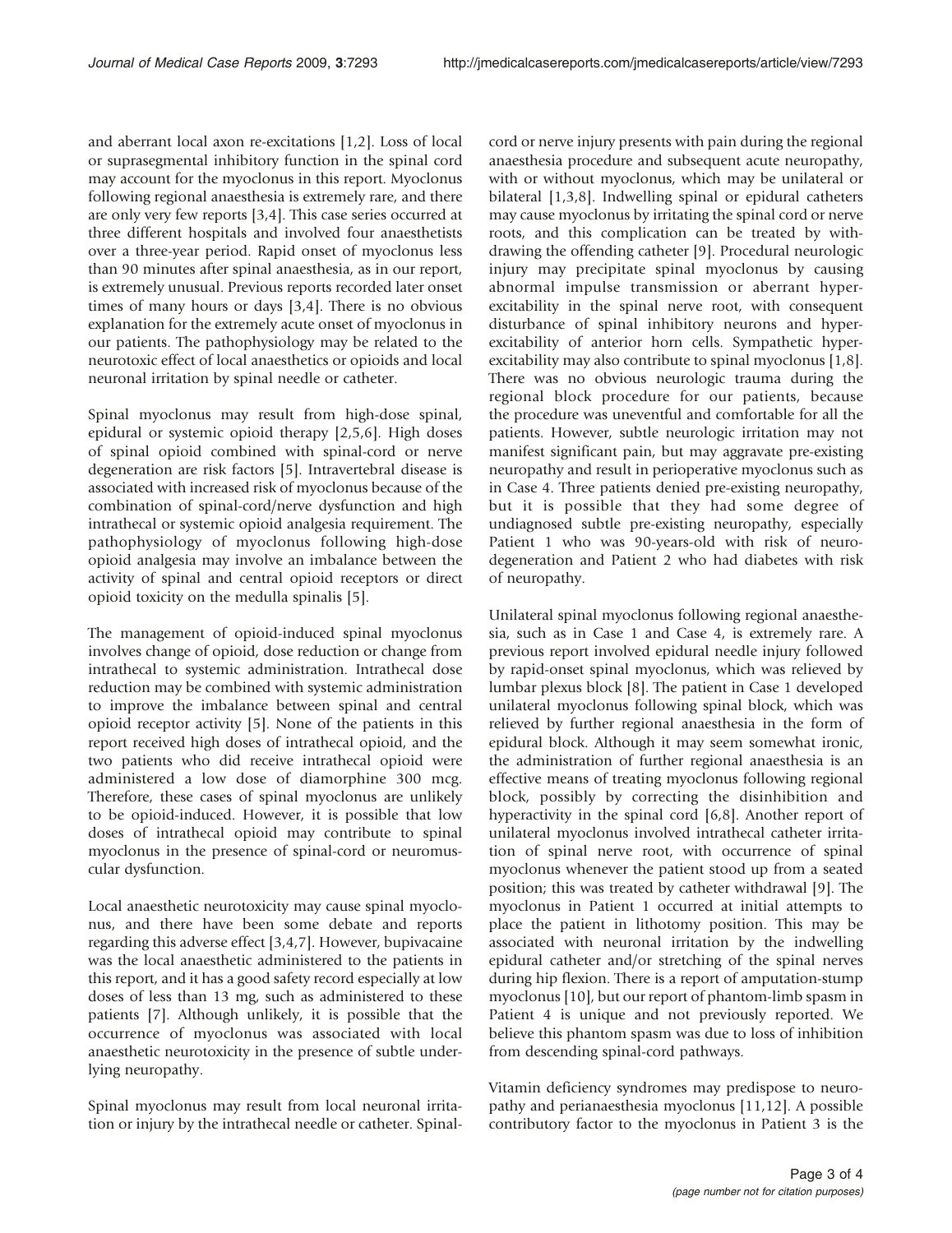and aberrant local axon re-excitations [1,2]. Loss of local or suprasegmental inhibitory function in the spinal cord may account for the myoclonus in this report. Myoclonus following regional anaesthesia is extremely rare, and there are only very few reports [3,4]. This case series occurred at three different hospitals and involved four anaesthetists over a three-year period. Rapid onset of myoclonus less than 90 minutes after spinal anaesthesia, as in our report, is extremely unusual. Previous reports recorded later onset times of many hours or days [3,4]. There is no obvious explanation for the extremely acute onset of myoclonus in our patients. The pathophysiology may be related to the neurotoxic effect of local anaesthetics or opioids and local neuronal irritation by spinal needle or catheter.

Spinal myoclonus may result from high-dose spinal, epidural or systemic opioid therapy [2,5,6]. High doses of spinal opioid combined with spinal-cord or nerve degeneration are risk factors [5]. Intravertebral disease is associated with increased risk of myoclonus because of the combination of spinal-cord/nerve dysfunction and high intrathecal or systemic opioid analgesia requirement. The pathophysiology of myoclonus following high-dose opioid analgesia may involve an imbalance between the activity of spinal and central opioid receptors or direct opioid toxicity on the medulla spinalis [5].

The management of opioid-induced spinal myoclonus involves change of opioid, dose reduction or change from intrathecal to systemic administration. Intrathecal dose reduction may be combined with systemic administration to improve the imbalance between spinal and central opioid receptor activity [5]. None of the patients in this report received high doses of intrathecal opioid, and the two patients who did receive intrathecal opioid were administered a low dose of diamorphine 300 mcg. Therefore, these cases of spinal myoclonus are unlikely to be opioid-induced. However, it is possible that low doses of intrathecal opioid may contribute to spinal myoclonus in the presence of spinal-cord or neuromuscular dysfunction.

Local anaesthetic neurotoxicity may cause spinal myoclonus, and there have been some debate and reports regarding this adverse effect [3,4,7]. However, bupivacaine was the local anaesthetic administered to the patients in this report, and it has a good safety record especially at low doses of less than 13 mg, such as administered to these patients [7]. Although unlikely, it is possible that the occurrence of myoclonus was associated with local anaesthetic neurotoxicity in the presence of subtle underlying neuropathy.

Spinal myoclonus may result from local neuronal irritation or injury by the intrathecal needle or catheter. Spinal-cord or nerve injury presents with pain during the regional anaesthesia procedure and subsequent acute neuropathy, with or without myoclonus, which may be unilateral or bilateral [1,3,8]. Indwelling spinal or epidural catheters may cause myoclonus by irritating the spinal cord or nerve roots, and this complication can be treated by withdrawing the offending catheter [9]. Procedural neurologic injury may precipitate spinal myoclonus by causing abnormal impulse transmission or aberrant hyperexcitability in the spinal nerve root, with consequent disturbance of spinal inhibitory neurons and hyperexcitability of anterior horn cells. Sympathetic hyperexcitability may also contribute to spinal myoclonus [1,8]. There was no obvious neurologic trauma during the regional block procedure for our patients, because the procedure was uneventful and comfortable for all the patients. However, subtle neurologic irritation may not manifest significant pain, but may aggravate pre-existing neuropathy and result in perioperative myoclonus such as in Case 4. Three patients denied pre-existing neuropathy, but it is possible that they had some degree of undiagnosed subtle pre-existing neuropathy, especially Patient 1 who was 90-years-old with risk of neurodegeneration and Patient 2 who had diabetes with risk of neuropathy.

Unilateral spinal myoclonus following regional anaesthesia, such as in Case 1 and Case 4, is extremely rare. A previous report involved epidural needle injury followed by rapid-onset spinal myoclonus, which was relieved by lumbar plexus block [8]. The patient in Case 1 developed unilateral myoclonus following spinal block, which was relieved by further regional anaesthesia in the form of epidural block. Although it may seem somewhat ironic, the administration of further regional anaesthesia is an effective means of treating myoclonus following regional block, possibly by correcting the disinhibition and hyperactivity in the spinal cord [6,8]. Another report of unilateral myoclonus involved intrathecal catheter irritation of spinal nerve root, with occurrence of spinal myoclonus whenever the patient stood up from a seated position; this was treated by catheter withdrawal [9]. The myoclonus in Patient 1 occurred at initial attempts to place the patient in lithotomy position. This may be associated with neuronal irritation by the indwelling epidural catheter and/or stretching of the spinal nerves during hip flexion. There is a report of amputation-stump myoclonus [10], but our report of phantom-limb spasm in Patient 4 is unique and not previously reported. We believe this phantom spasm was due to loss of inhibition from descending spinal-cord pathways.

Vitamin deficiency syndromes may predispose to neuropathy and perianaesthesia myoclonus [11,12]. A possible contributory factor to the myoclonus in Patient 3 is the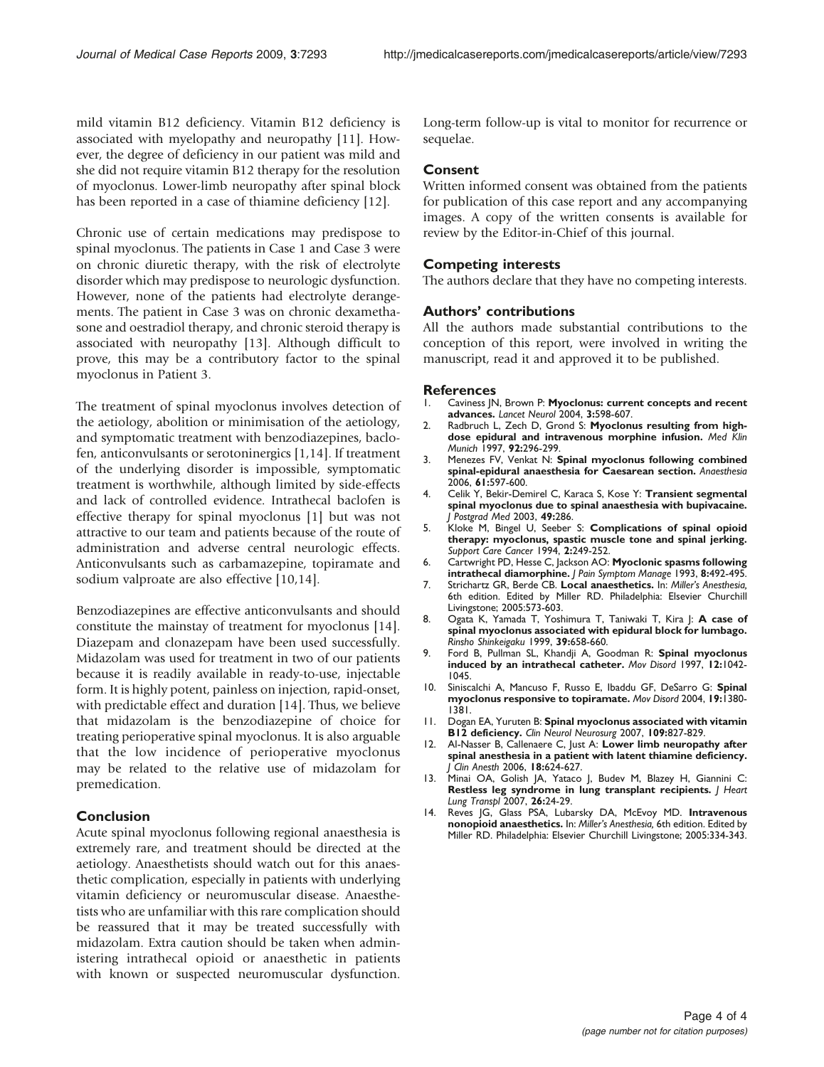mild vitamin B12 deficiency. Vitamin B12 deficiency is associated with myelopathy and neuropathy [11]. However, the degree of deficiency in our patient was mild and she did not require vitamin B12 therapy for the resolution of myoclonus. Lower-limb neuropathy after spinal block has been reported in a case of thiamine deficiency [12].

Chronic use of certain medications may predispose to spinal myoclonus. The patients in Case 1 and Case 3 were on chronic diuretic therapy, with the risk of electrolyte disorder which may predispose to neurologic dysfunction. However, none of the patients had electrolyte derangements. The patient in Case 3 was on chronic dexamethasone and oestradiol therapy, and chronic steroid therapy is associated with neuropathy [13]. Although difficult to prove, this may be a contributory factor to the spinal myoclonus in Patient 3.

The treatment of spinal myoclonus involves detection of the aetiology, abolition or minimisation of the aetiology, and symptomatic treatment with benzodiazepines, baclofen, anticonvulsants or serotoninergics [1,14]. If treatment of the underlying disorder is impossible, symptomatic treatment is worthwhile, although limited by side-effects and lack of controlled evidence. Intrathecal baclofen is effective therapy for spinal myoclonus [1] but was not attractive to our team and patients because of the route of administration and adverse central neurologic effects. Anticonvulsants such as carbamazepine, topiramate and sodium valproate are also effective [10,14].

Benzodiazepines are effective anticonvulsants and should constitute the mainstay of treatment for myoclonus [14]. Diazepam and clonazepam have been used successfully. Midazolam was used for treatment in two of our patients because it is readily available in ready-to-use, injectable form. It is highly potent, painless on injection, rapid-onset, with predictable effect and duration [14]. Thus, we believe that midazolam is the benzodiazepine of choice for treating perioperative spinal myoclonus. It is also arguable that the low incidence of perioperative myoclonus may be related to the relative use of midazolam for premedication.

## Conclusion

Acute spinal myoclonus following regional anaesthesia is extremely rare, and treatment should be directed at the aetiology. Anaesthetists should watch out for this anaesthetic complication, especially in patients with underlying vitamin deficiency or neuromuscular disease. Anaesthetists who are unfamiliar with this rare complication should be reassured that it may be treated successfully with midazolam. Extra caution should be taken when administering intrathecal opioid or anaesthetic in patients with known or suspected neuromuscular dysfunction. Long-term follow-up is vital to monitor for recurrence or sequelae.

## Consent

Written informed consent was obtained from the patients for publication of this case report and any accompanying images. A copy of the written consents is available for review by the Editor-in-Chief of this journal.

## Competing interests

The authors declare that they have no competing interests.

## Authors' contributions

All the authors made substantial contributions to the conception of this report, were involved in writing the manuscript, read it and approved it to be published.

## References

1. Caviness JN, Brown P: **Myoclonus: current concepts and recent advances.** *Lancet Neurol* 2004, **3:**598-607.
2. Radbruch L, Zech D, Grond S: **Myoclonus resulting from high-dose epidural and intravenous morphine infusion.** *Med Klin Munich* 1997, **92:**296-299.
3. Menezes FV, Venkat N: **Spinal myoclonus following combined spinal-epidural anaesthesia for Caesarean section.** *Anaesthesia* 2006, **61:**597-600.
4. Celik Y, Bekir-Demirel C, Karaca S, Kose Y: **Transient segmental spinal myoclonus due to spinal anaesthesia with bupivacaine.** *J Postgrad Med* 2003, **49:**286.
5. Kloke M, Bingel U, Seeber S: **Complications of spinal opioid therapy: myoclonus, spastic muscle tone and spinal jerking.** *Support Care Cancer* 1994, **2:**249-252.
6. Cartwright PD, Hesse C, Jackson AO: **Myoclonic spasms following intrathecal diamorphine.** *J Pain Symptom Manage* 1993, **8:**492-495.
7. Strichartz GR, Berde CB. **Local anaesthetics.** In: *Miller's Anesthesia*, 6th edition. Edited by Miller RD. Philadelphia: Elsevier Churchill Livingstone; 2005:573-603.
8. Ogata K, Yamada T, Yoshimura T, Taniwaki T, Kira J: **A case of spinal myoclonus associated with epidural block for lumbago.** *Rinsho Shinkeigaku* 1999, **39:**658-660.
9. Ford B, Pullman SL, Khandji A, Goodman R: **Spinal myoclonus induced by an intrathecal catheter.** *Mov Disord* 1997, **12:**1042-1045.
10. Siniscalchi A, Mancuso F, Russo E, Ibaddu GF, DeSarro G: **Spinal myoclonus responsive to topiramate.** *Mov Disord* 2004, **19:**1380-1381.
11. Dogan EA, Yuruten B: **Spinal myoclonus associated with vitamin B12 deficiency.** *Clin Neurol Neurosurg* 2007, **109:**827-829.
12. Al-Nasser B, Callenaere C, Just A: **Lower limb neuropathy after spinal anesthesia in a patient with latent thiamine deficiency.** *J Clin Anesth* 2006, **18:**624-627.
13. Minai OA, Golish JA, Yataco J, Budev M, Blazey H, Giannini C: **Restless leg syndrome in lung transplant recipients.** *J Heart Lung Transpl* 2007, **26:**24-29.
14. Reves JG, Glass PSA, Lubarsky DA, McEvoy MD. **Intravenous nonopioid anaesthetics.** In: *Miller's Anesthesia*, 6th edition. Edited by Miller RD. Philadelphia: Elsevier Churchill Livingstone; 2005:334-343.